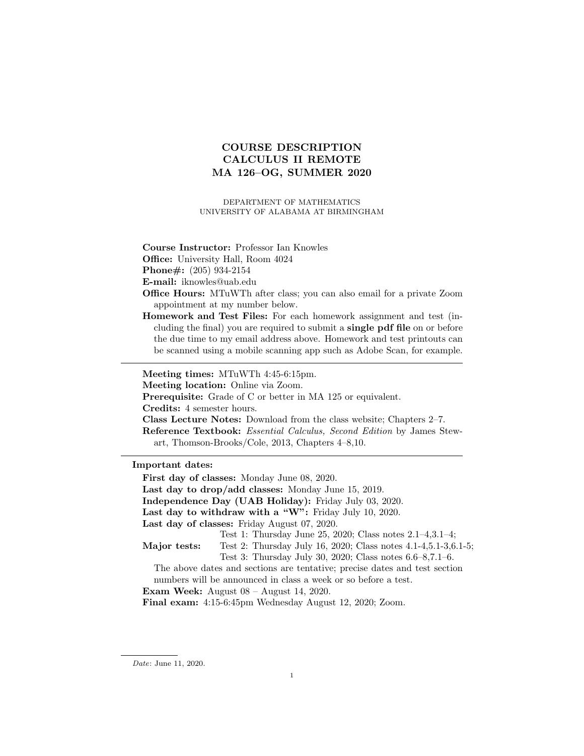# COURSE DESCRIPTION
# CALCULUS II REMOTE
# MA 126–OG, SUMMER 2020

DEPARTMENT OF MATHEMATICS
UNIVERSITY OF ALABAMA AT BIRMINGHAM

**Course Instructor:** Professor Ian Knowles
**Office:** University Hall, Room 4024
**Phone#:** (205) 934-2154
**E-mail:** iknowles@uab.edu
**Office Hours:** MTuWTh after class; you can also email for a private Zoom appointment at my number below.
**Homework and Test Files:** For each homework assignment and test (including the final) you are required to submit a **single pdf file** on or before the due time to my email address above. Homework and test printouts can be scanned using a mobile scanning app such as Adobe Scan, for example.

---

**Meeting times:** MTuWTh 4:45-6:15pm.
**Meeting location:** Online via Zoom.
**Prerequisite:** Grade of C or better in MA 125 or equivalent.
**Credits:** 4 semester hours.
**Class Lecture Notes:** Download from the class website; Chapters 2–7.
**Reference Textbook:** *Essential Calculus, Second Edition* by James Stewart, Thomson-Brooks/Cole, 2013, Chapters 4–8,10.

---

**Important dates:**

**First day of classes:** Monday June 08, 2020.
**Last day to drop/add classes:** Monday June 15, 2019.
**Independence Day (UAB Holiday):** Friday July 03, 2020.
**Last day to withdraw with a "W":** Friday July 10, 2020.
**Last day of classes:** Friday August 07, 2020.
**Major tests:**
Test 1: Thursday June 25, 2020; Class notes 2.1–4,3.1–4;
Test 2: Thursday July 16, 2020; Class notes 4.1-4,5.1-3,6.1-5;
Test 3: Thursday July 30, 2020; Class notes 6.6–8,7.1–6.

The above dates and sections are tentative; precise dates and test section numbers will be announced in class a week or so before a test.

**Exam Week:** August 08 – August 14, 2020.
**Final exam:** 4:15-6:45pm Wednesday August 12, 2020; Zoom.

*Date*: June 11, 2020.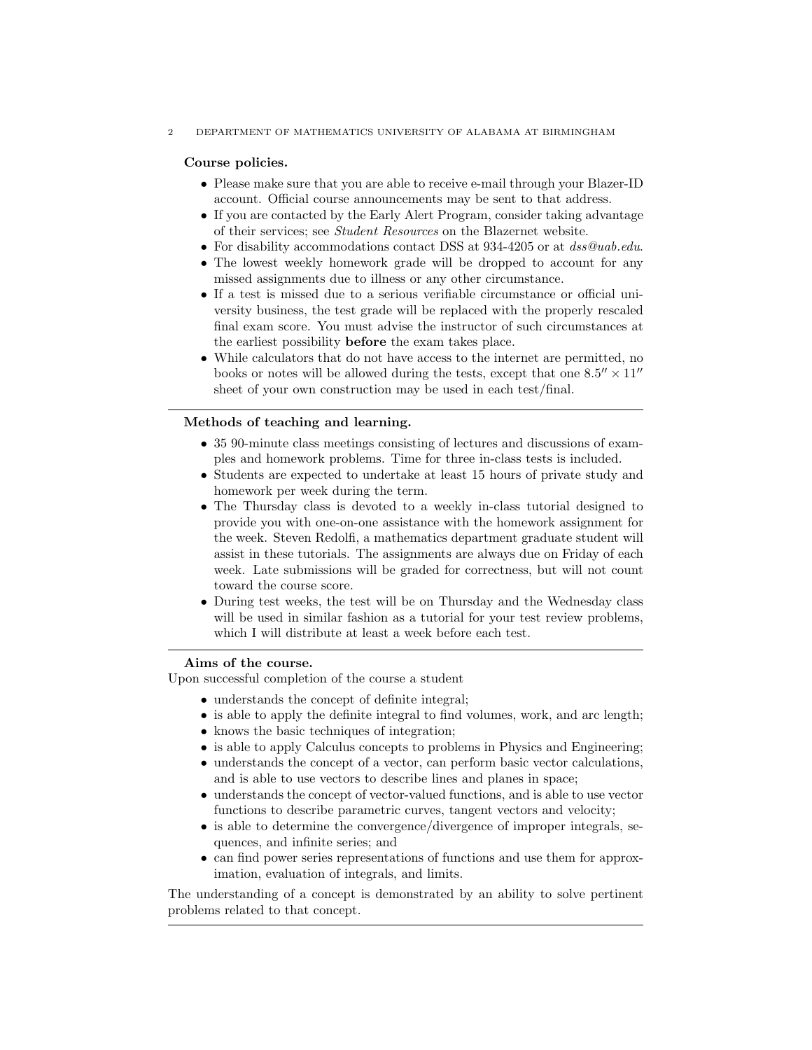**Course policies.**

- Please make sure that you are able to receive e-mail through your Blazer-ID account. Official course announcements may be sent to that address.
- If you are contacted by the Early Alert Program, consider taking advantage of their services; see *Student Resources* on the Blazernet website.
- For disability accommodations contact DSS at 934-4205 or at *dss@uab.edu*.
- The lowest weekly homework grade will be dropped to account for any missed assignments due to illness or any other circumstance.
- If a test is missed due to a serious verifiable circumstance or official university business, the test grade will be replaced with the properly rescaled final exam score. You must advise the instructor of such circumstances at the earliest possibility **before** the exam takes place.
- While calculators that do not have access to the internet are permitted, no books or notes will be allowed during the tests, except that one $8.5'' \times 11''$ sheet of your own construction may be used in each test/final.

---

**Methods of teaching and learning.**

- 35 90-minute class meetings consisting of lectures and discussions of examples and homework problems. Time for three in-class tests is included.
- Students are expected to undertake at least 15 hours of private study and homework per week during the term.
- The Thursday class is devoted to a weekly in-class tutorial designed to provide you with one-on-one assistance with the homework assignment for the week. Steven Redolfi, a mathematics department graduate student will assist in these tutorials. The assignments are always due on Friday of each week. Late submissions will be graded for correctness, but will not count toward the course score.
- During test weeks, the test will be on Thursday and the Wednesday class will be used in similar fashion as a tutorial for your test review problems, which I will distribute at least a week before each test.

---

**Aims of the course.**

Upon successful completion of the course a student

- understands the concept of definite integral;
- is able to apply the definite integral to find volumes, work, and arc length;
- knows the basic techniques of integration;
- is able to apply Calculus concepts to problems in Physics and Engineering;
- understands the concept of a vector, can perform basic vector calculations, and is able to use vectors to describe lines and planes in space;
- understands the concept of vector-valued functions, and is able to use vector functions to describe parametric curves, tangent vectors and velocity;
- is able to determine the convergence/divergence of improper integrals, sequences, and infinite series; and
- can find power series representations of functions and use them for approximation, evaluation of integrals, and limits.

The understanding of a concept is demonstrated by an ability to solve pertinent problems related to that concept.

---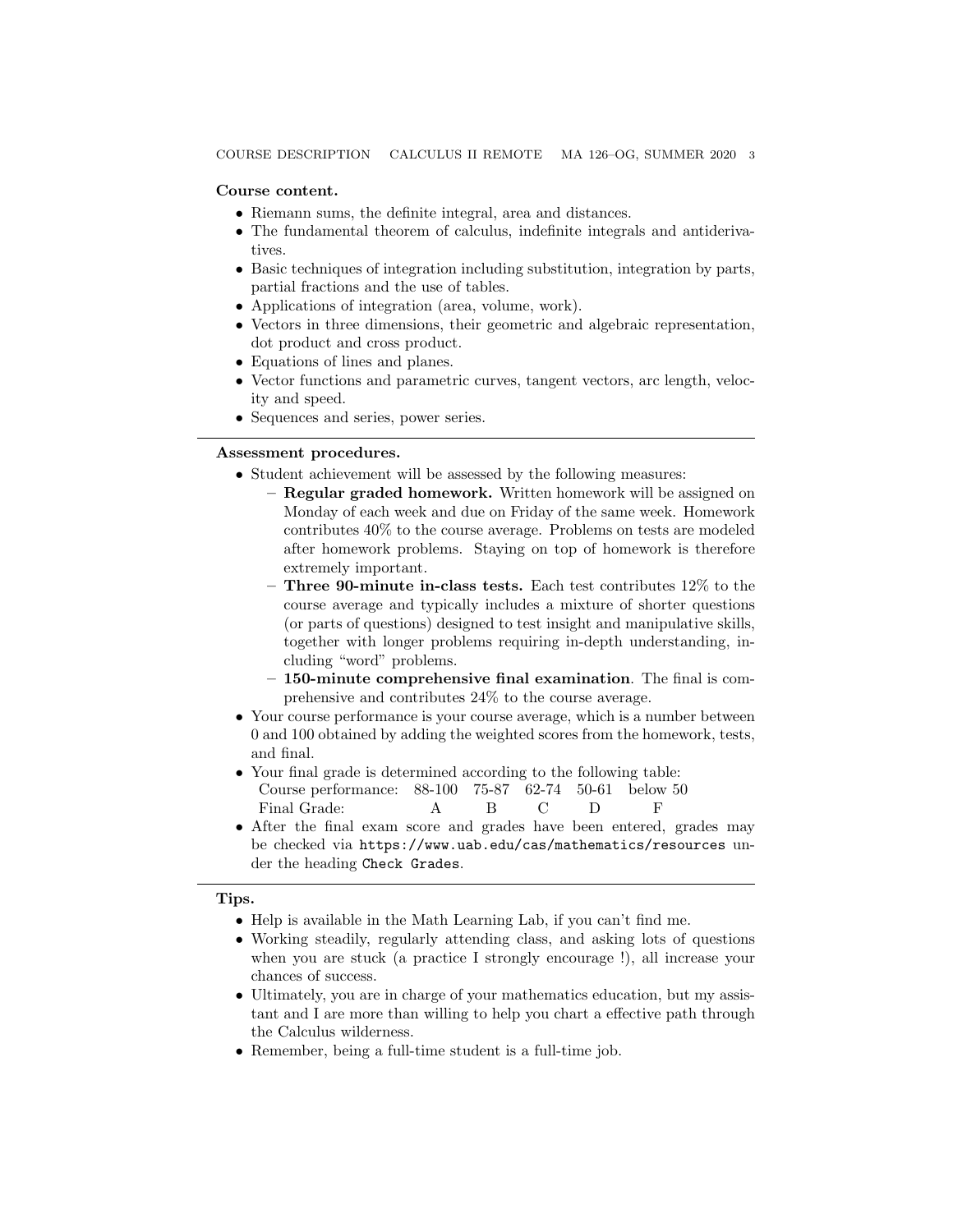**Course content.**

- Riemann sums, the definite integral, area and distances.
- The fundamental theorem of calculus, indefinite integrals and antiderivatives.
- Basic techniques of integration including substitution, integration by parts, partial fractions and the use of tables.
- Applications of integration (area, volume, work).
- Vectors in three dimensions, their geometric and algebraic representation, dot product and cross product.
- Equations of lines and planes.
- Vector functions and parametric curves, tangent vectors, arc length, velocity and speed.
- Sequences and series, power series.

---

**Assessment procedures.**

- Student achievement will be assessed by the following measures:
  - **Regular graded homework.** Written homework will be assigned on Monday of each week and due on Friday of the same week. Homework contributes 40% to the course average. Problems on tests are modeled after homework problems. Staying on top of homework is therefore extremely important.
  - **Three 90-minute in-class tests.** Each test contributes 12% to the course average and typically includes a mixture of shorter questions (or parts of questions) designed to test insight and manipulative skills, together with longer problems requiring in-depth understanding, including "word" problems.
  - **150-minute comprehensive final examination**. The final is comprehensive and contributes 24% to the course average.
- Your course performance is your course average, which is a number between 0 and 100 obtained by adding the weighted scores from the homework, tests, and final.
- Your final grade is determined according to the following table:

| | | | | | |
|---|---|---|---|---|---|
| Course performance: | 88-100 | 75-87 | 62-74 | 50-61 | below 50 |
| Final Grade: | A | B | C | D | F |

- After the final exam score and grades have been entered, grades may be checked via `https://www.uab.edu/cas/mathematics/resources` under the heading `Check Grades`.

---

**Tips.**

- Help is available in the Math Learning Lab, if you can't find me.
- Working steadily, regularly attending class, and asking lots of questions when you are stuck (a practice I strongly encourage !), all increase your chances of success.
- Ultimately, you are in charge of your mathematics education, but my assistant and I are more than willing to help you chart a effective path through the Calculus wilderness.
- Remember, being a full-time student is a full-time job.